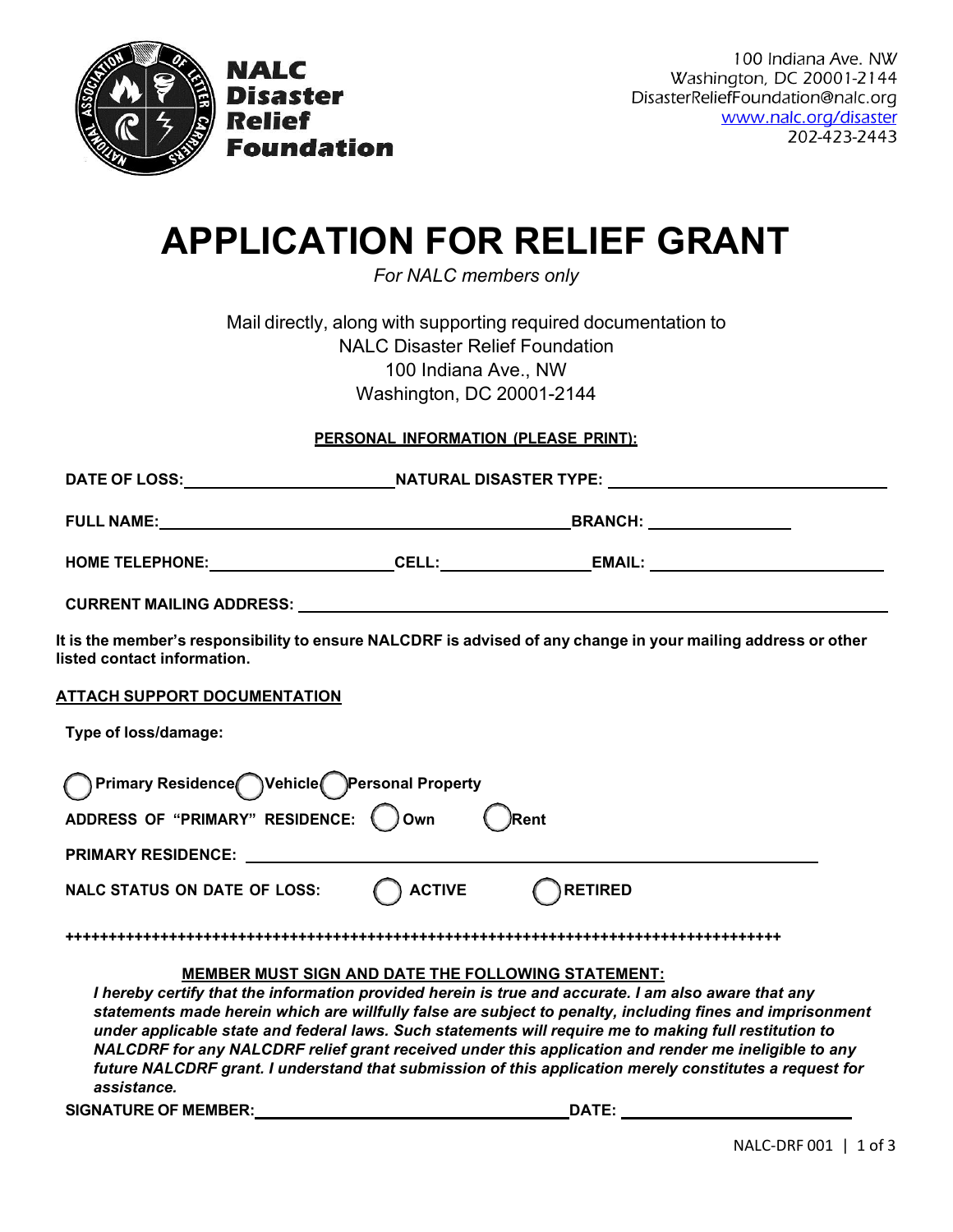**NALC Disaster Relief Foundation**

100 Indiana Ave. NW
Washington, DC 20001-2144
DisasterReliefFoundation@nalc.org
www.nalc.org/disaster
202-423-2443

# APPLICATION FOR RELIEF GRANT

*For NALC members only*

Mail directly, along with supporting required documentation to
NALC Disaster Relief Foundation
100 Indiana Ave., NW
Washington, DC 20001-2144

**PERSONAL INFORMATION (PLEASE PRINT):**

**DATE OF LOSS:** ______________________ **NATURAL DISASTER TYPE:** ______________________________

**FULL NAME:** ____________________________________________ **BRANCH:** _______________

**HOME TELEPHONE:** ___________________ **CELL:** _______________ **EMAIL:** ________________________

**CURRENT MAILING ADDRESS:** _______________________________________________________________

**It is the member's responsibility to ensure NALCDRF is advised of any change in your mailing address or other listed contact information.**

**ATTACH SUPPORT DOCUMENTATION**

**Type of loss/damage:**

◯ **Primary Residence** ◯ **Vehicle** ◯ **Personal Property**

**ADDRESS OF "PRIMARY" RESIDENCE:** ◯ **Own** ◯ **Rent**

**PRIMARY RESIDENCE:** ______________________________________________________________

**NALC STATUS ON DATE OF LOSS:** ◯ **ACTIVE** ◯ **RETIRED**

**++++++++++++++++++++++++++++++++++++++++++++++++++++++++++++++++++++++++++++++++++++++++++**

**MEMBER MUST SIGN AND DATE THE FOLLOWING STATEMENT:**

***I hereby certify that the information provided herein is true and accurate. I am also aware that any statements made herein which are willfully false are subject to penalty, including fines and imprisonment under applicable state and federal laws. Such statements will require me to making full restitution to NALCDRF for any NALCDRF relief grant received under this application and render me ineligible to any future NALCDRF grant. I understand that submission of this application merely constitutes a request for assistance.***

**SIGNATURE OF MEMBER:** ___________________________________ **DATE:** _________________________

NALC-DRF 001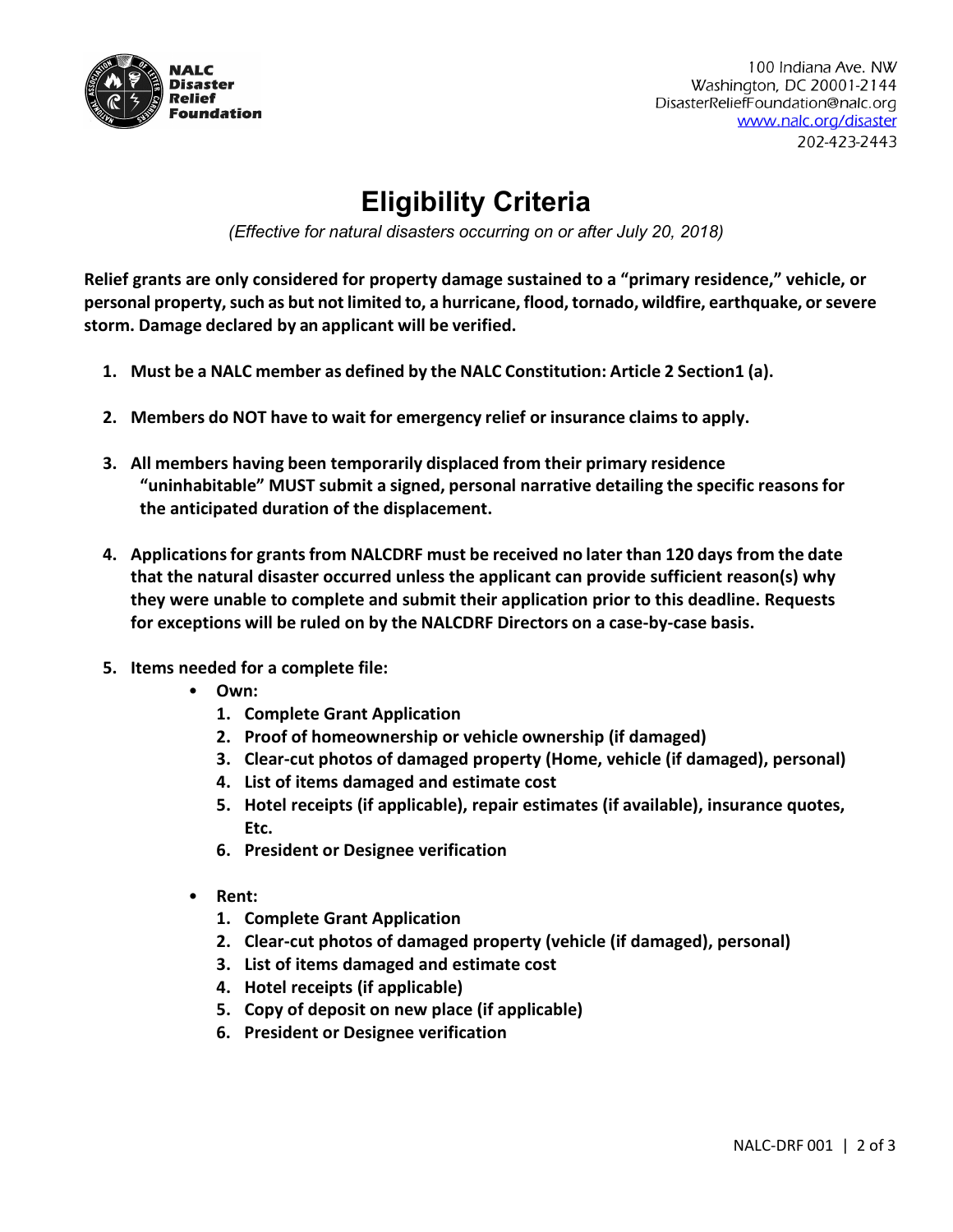NALC Disaster Relief Foundation

100 Indiana Ave. NW
Washington, DC 20001-2144
DisasterReliefFoundation@nalc.org
www.nalc.org/disaster
202-423-2443

# Eligibility Criteria

*(Effective for natural disasters occurring on or after July 20, 2018)*

**Relief grants are only considered for property damage sustained to a "primary residence," vehicle, or personal property, such as but not limited to, a hurricane, flood, tornado, wildfire, earthquake, or severe storm. Damage declared by an applicant will be verified.**

1. **Must be a NALC member as defined by the NALC Constitution: Article 2 Section1 (a).**

2. **Members do NOT have to wait for emergency relief or insurance claims to apply.**

3. **All members having been temporarily displaced from their primary residence "uninhabitable" MUST submit a signed, personal narrative detailing the specific reasons for the anticipated duration of the displacement.**

4. **Applications for grants from NALCDRF must be received no later than 120 days from the date that the natural disaster occurred unless the applicant can provide sufficient reason(s) why they were unable to complete and submit their application prior to this deadline. Requests for exceptions will be ruled on by the NALCDRF Directors on a case-by-case basis.**

5. **Items needed for a complete file:**
   - **Own:**
     1. **Complete Grant Application**
     2. **Proof of homeownership or vehicle ownership (if damaged)**
     3. **Clear-cut photos of damaged property (Home, vehicle (if damaged), personal)**
     4. **List of items damaged and estimate cost**
     5. **Hotel receipts (if applicable), repair estimates (if available), insurance quotes, Etc.**
     6. **President or Designee verification**

   - **Rent:**
     1. **Complete Grant Application**
     2. **Clear-cut photos of damaged property (vehicle (if damaged), personal)**
     3. **List of items damaged and estimate cost**
     4. **Hotel receipts (if applicable)**
     5. **Copy of deposit on new place (if applicable)**
     6. **President or Designee verification**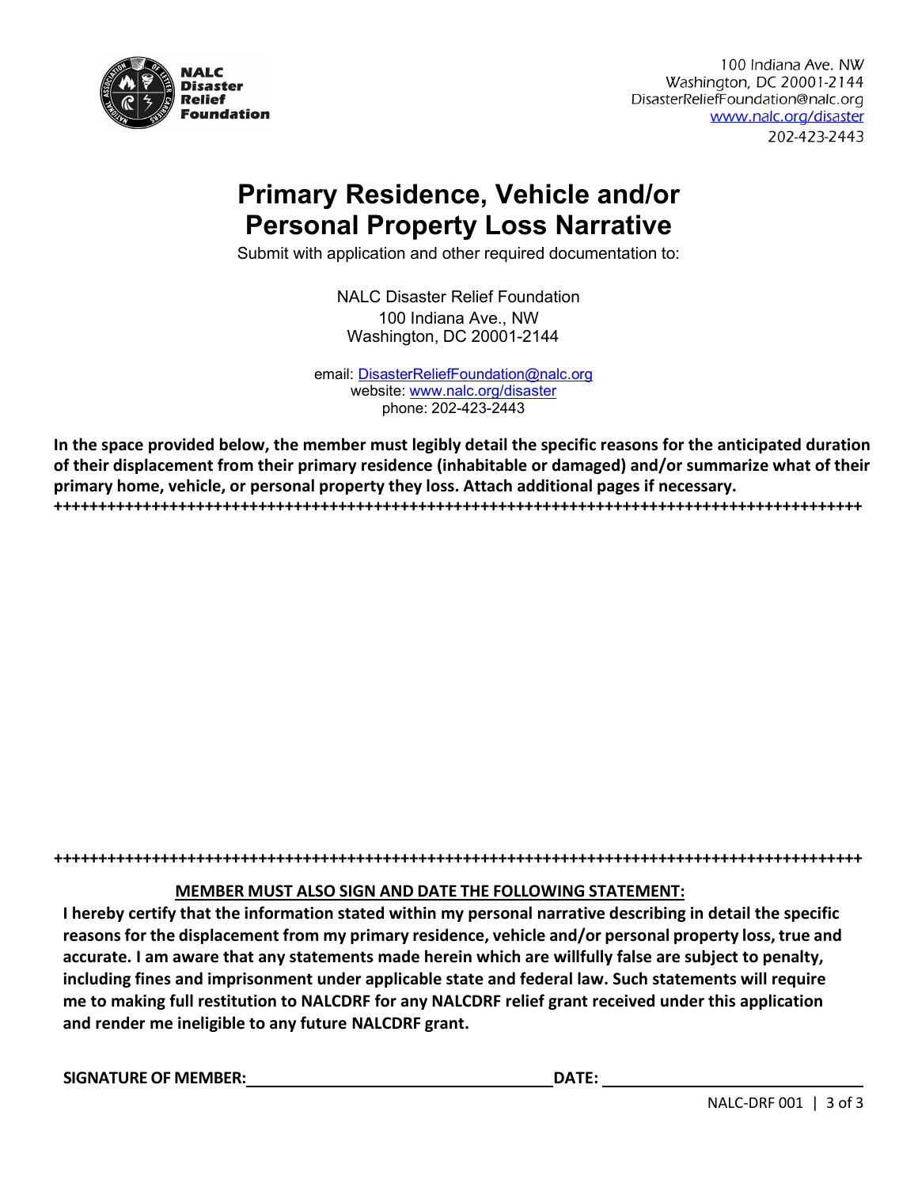NALC Disaster Relief Foundation

100 Indiana Ave. NW
Washington, DC 20001-2144
DisasterReliefFoundation@nalc.org
www.nalc.org/disaster
202-423-2443

# Primary Residence, Vehicle and/or Personal Property Loss Narrative

Submit with application and other required documentation to:

NALC Disaster Relief Foundation
100 Indiana Ave., NW
Washington, DC 20001-2144

email: DisasterReliefFoundation@nalc.org
website: www.nalc.org/disaster
phone: 202-423-2443

**In the space provided below, the member must legibly detail the specific reasons for the anticipated duration of their displacement from their primary residence (inhabitable or damaged) and/or summarize what of their primary home, vehicle, or personal property they loss. Attach additional pages if necessary.**

++++++++++++++++++++++++++++++++++++++++++++++++++++++++++++++++++++++++++++++++++++++++++

++++++++++++++++++++++++++++++++++++++++++++++++++++++++++++++++++++++++++++++++++++++++++

**MEMBER MUST ALSO SIGN AND DATE THE FOLLOWING STATEMENT:**

**I hereby certify that the information stated within my personal narrative describing in detail the specific reasons for the displacement from my primary residence, vehicle and/or personal property loss, true and accurate. I am aware that any statements made herein which are willfully false are subject to penalty, including fines and imprisonment under applicable state and federal law. Such statements will require me to making full restitution to NALCDRF for any NALCDRF relief grant received under this application and render me ineligible to any future NALCDRF grant.**

**SIGNATURE OF MEMBER:** ______________________________ **DATE:** ______________________

NALC-DRF 001